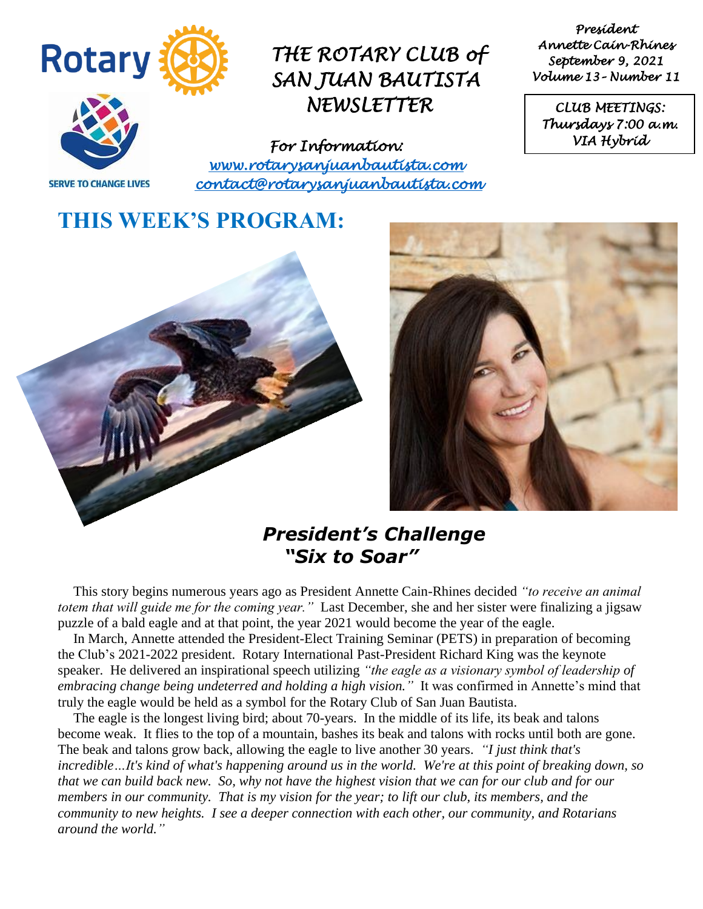# THE ROTARY CLUB of SAN JUAN BAUTISTA NEWSLETTER

*President*
*Annette Cain-Rhines*
*September 9, 2021*
*Volume 13 - Number 11*

*CLUB MEETINGS:*
*Thursdays 7:00 a.m.*
*VIA Hybrid*

SERVE TO CHANGE LIVES

*For Information:*
*www.rotarysanjuanbautista.com*
*contact@rotarysanjuanbautista.com*

## THIS WEEK'S PROGRAM:

### *President's Challenge "Six to Soar"*

This story begins numerous years ago as President Annette Cain-Rhines decided *"to receive an animal totem that will guide me for the coming year."* Last December, she and her sister were finalizing a jigsaw puzzle of a bald eagle and at that point, the year 2021 would become the year of the eagle.

In March, Annette attended the President-Elect Training Seminar (PETS) in preparation of becoming the Club's 2021-2022 president. Rotary International Past-President Richard King was the keynote speaker. He delivered an inspirational speech utilizing *"the eagle as a visionary symbol of leadership of embracing change being undeterred and holding a high vision."* It was confirmed in Annette's mind that truly the eagle would be held as a symbol for the Rotary Club of San Juan Bautista.

The eagle is the longest living bird; about 70-years. In the middle of its life, its beak and talons become weak. It flies to the top of a mountain, bashes its beak and talons with rocks until both are gone. The beak and talons grow back, allowing the eagle to live another 30 years. *"I just think that's incredible…It's kind of what's happening around us in the world. We're at this point of breaking down, so that we can build back new. So, why not have the highest vision that we can for our club and for our members in our community. That is my vision for the year; to lift our club, its members, and the community to new heights. I see a deeper connection with each other, our community, and Rotarians around the world."*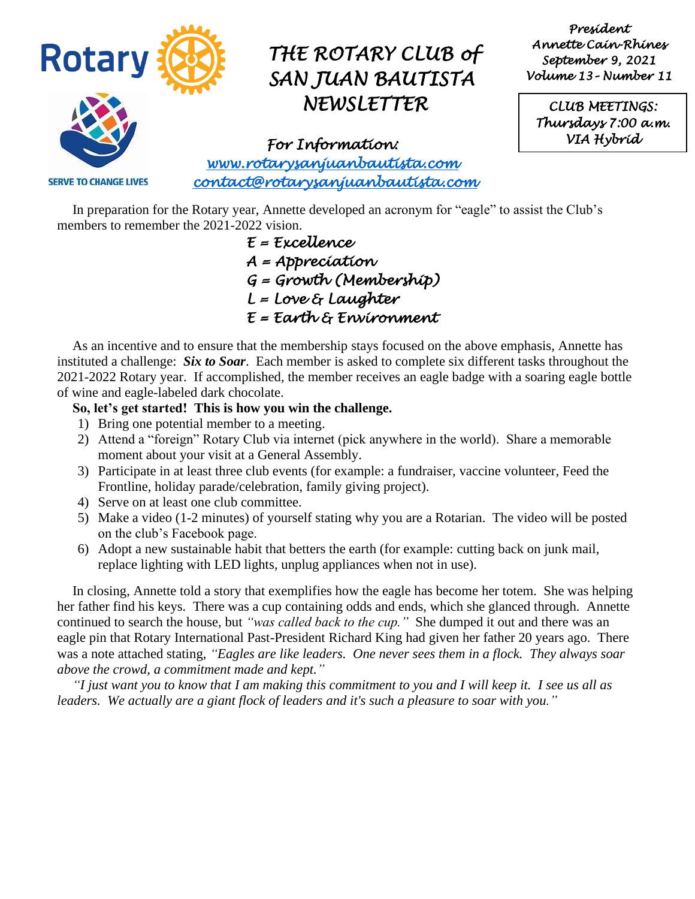# THE ROTARY CLUB of SAN JUAN BAUTISTA NEWSLETTER

President
Annette Cain-Rhines
September 9, 2021
Volume 13 - Number 11

CLUB MEETINGS:
Thursdays 7:00 a.m.
VIA Hybrid

SERVE TO CHANGE LIVES

For Information:
www.rotarysanjuanbautista.com
contact@rotarysanjuanbautista.com

In preparation for the Rotary year, Annette developed an acronym for "eagle" to assist the Club's members to remember the 2021-2022 vision.

*E = Excellence*
*A = Appreciation*
*G = Growth (Membership)*
*L = Love & Laughter*
*E = Earth & Environment*

As an incentive and to ensure that the membership stays focused on the above emphasis, Annette has instituted a challenge: ***Six to Soar***. Each member is asked to complete six different tasks throughout the 2021-2022 Rotary year. If accomplished, the member receives an eagle badge with a soaring eagle bottle of wine and eagle-labeled dark chocolate.

**So, let's get started! This is how you win the challenge.**

1) Bring one potential member to a meeting.
2) Attend a "foreign" Rotary Club via internet (pick anywhere in the world). Share a memorable moment about your visit at a General Assembly.
3) Participate in at least three club events (for example: a fundraiser, vaccine volunteer, Feed the Frontline, holiday parade/celebration, family giving project).
4) Serve on at least one club committee.
5) Make a video (1-2 minutes) of yourself stating why you are a Rotarian. The video will be posted on the club's Facebook page.
6) Adopt a new sustainable habit that betters the earth (for example: cutting back on junk mail, replace lighting with LED lights, unplug appliances when not in use).

In closing, Annette told a story that exemplifies how the eagle has become her totem. She was helping her father find his keys. There was a cup containing odds and ends, which she glanced through. Annette continued to search the house, but *"was called back to the cup."* She dumped it out and there was an eagle pin that Rotary International Past-President Richard King had given her father 20 years ago. There was a note attached stating, *"Eagles are like leaders. One never sees them in a flock. They always soar above the crowd, a commitment made and kept."*

*"I just want you to know that I am making this commitment to you and I will keep it. I see us all as leaders. We actually are a giant flock of leaders and it's such a pleasure to soar with you."*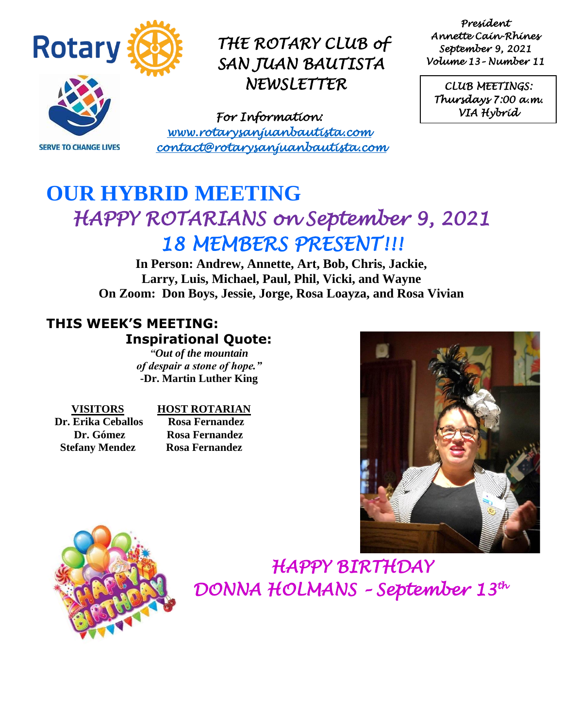# THE ROTARY CLUB of SAN JUAN BAUTISTA NEWSLETTER

*President*
*Annette Cain-Rhines*
*September 9, 2021*
*Volume 13 - Number 11*

*CLUB MEETINGS:*
*Thursdays 7:00 a.m.*
*VIA Hybrid*

SERVE TO CHANGE LIVES

*For Information:*
*www.rotarysanjuanbautista.com*
*contact@rotarysanjuanbautista.com*

# OUR HYBRID MEETING

## *HAPPY ROTARIANS on September 9, 2021*

## *18 MEMBERS PRESENT!!!*

**In Person: Andrew, Annette, Art, Bob, Chris, Jackie, Larry, Luis, Michael, Paul, Phil, Vicki, and Wayne**
**On Zoom: Don Boys, Jessie, Jorge, Rosa Loayza, and Rosa Vivian**

## THIS WEEK'S MEETING:

### Inspirational Quote:

***"Out of the mountain of despair a stone of hope."***
**-Dr. Martin Luther King**

| VISITORS | HOST ROTARIAN |
| --- | --- |
| Dr. Erika Ceballos | Rosa Fernandez |
| Dr. Gómez | Rosa Fernandez |
| Stefany Mendez | Rosa Fernandez |

## *HAPPY BIRTHDAY DONNA HOLMANS – September 13th*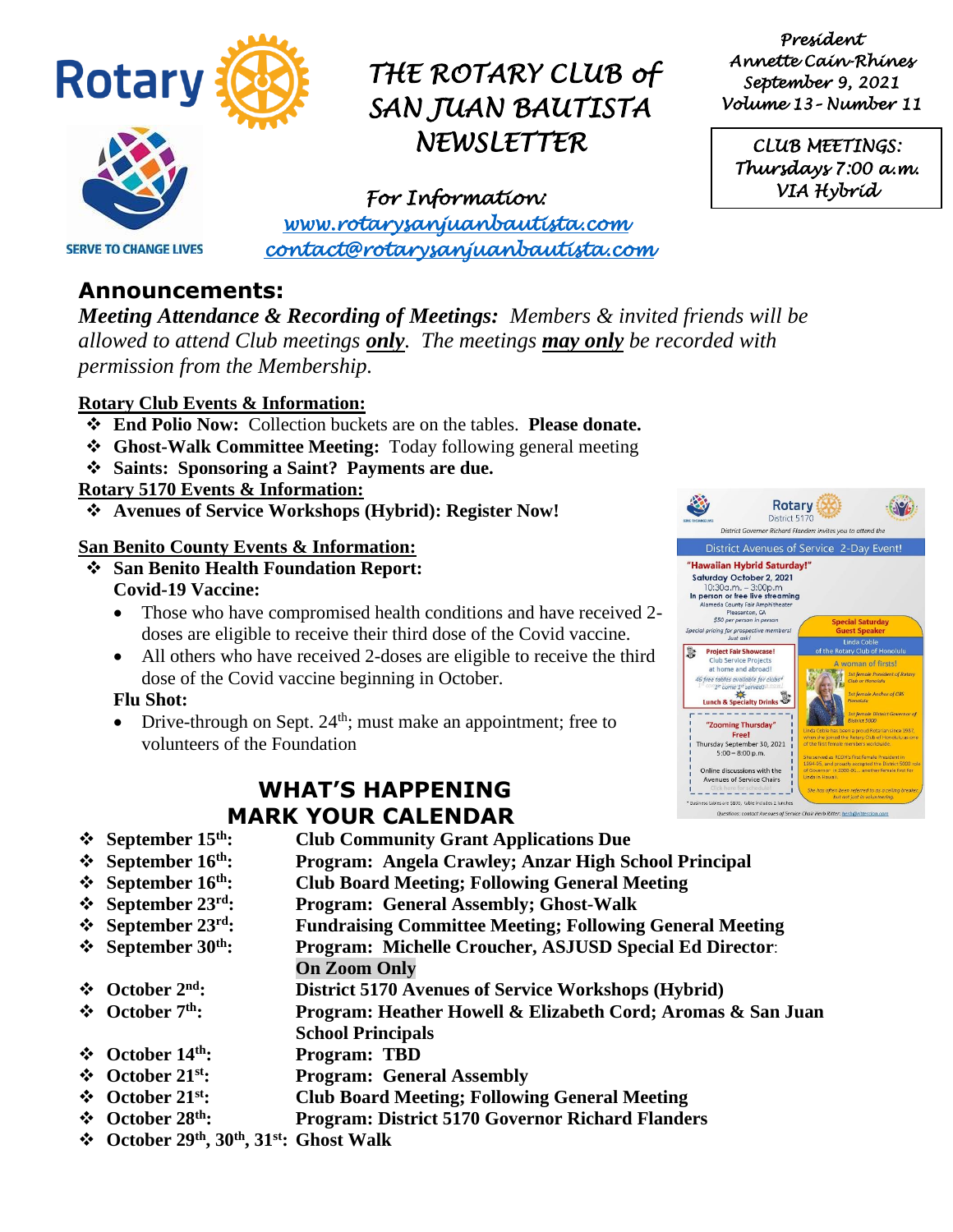# THE ROTARY CLUB of SAN JUAN BAUTISTA NEWSLETTER

*President*
*Annette Cain-Rhines*
*September 9, 2021*
*Volume 13 - Number 11*

SERVE TO CHANGE LIVES

*For Information:*
*www.rotarysanjuanbautista.com*
*contact@rotarysanjuanbautista.com*

*CLUB MEETINGS:*
*Thursdays 7:00 a.m.*
*VIA Hybrid*

## Announcements:

***Meeting Attendance & Recording of Meetings:*** *Members & invited friends will be allowed to attend Club meetings **only**. The meetings **may only** be recorded with permission from the Membership.*

**Rotary Club Events & Information:**

- **End Polio Now:** Collection buckets are on the tables. **Please donate.**
- **Ghost-Walk Committee Meeting:** Today following general meeting
- **Saints: Sponsoring a Saint? Payments are due.**

**Rotary 5170 Events & Information:**

- **Avenues of Service Workshops (Hybrid): Register Now!**

**San Benito County Events & Information:**

- **San Benito Health Foundation Report:**
  **Covid-19 Vaccine:**
  - Those who have compromised health conditions and have received 2-doses are eligible to receive their third dose of the Covid vaccine.
  - All others who have received 2-doses are eligible to receive the third dose of the Covid vaccine beginning in October.

  **Flu Shot:**
  - Drive-through on Sept. 24th; must make an appointment; free to volunteers of the Foundation

## WHAT'S HAPPENING
## MARK YOUR CALENDAR

- **September 15th: Club Community Grant Applications Due**
- **September 16th: Program: Angela Crawley; Anzar High School Principal**
- **September 16th: Club Board Meeting; Following General Meeting**
- **September 23rd: Program: General Assembly; Ghost-Walk**
- **September 23rd: Fundraising Committee Meeting; Following General Meeting**
- **September 30th: Program: Michelle Croucher, ASJUSD Special Ed Director: On Zoom Only**
- **October 2nd: District 5170 Avenues of Service Workshops (Hybrid)**
- **October 7th: Program: Heather Howell & Elizabeth Cord; Aromas & San Juan School Principals**
- **October 14th: Program: TBD**
- **October 21st: Program: General Assembly**
- **October 21st: Club Board Meeting; Following General Meeting**
- **October 28th: Program: District 5170 Governor Richard Flanders**
- **October 29th, 30th, 31st: Ghost Walk**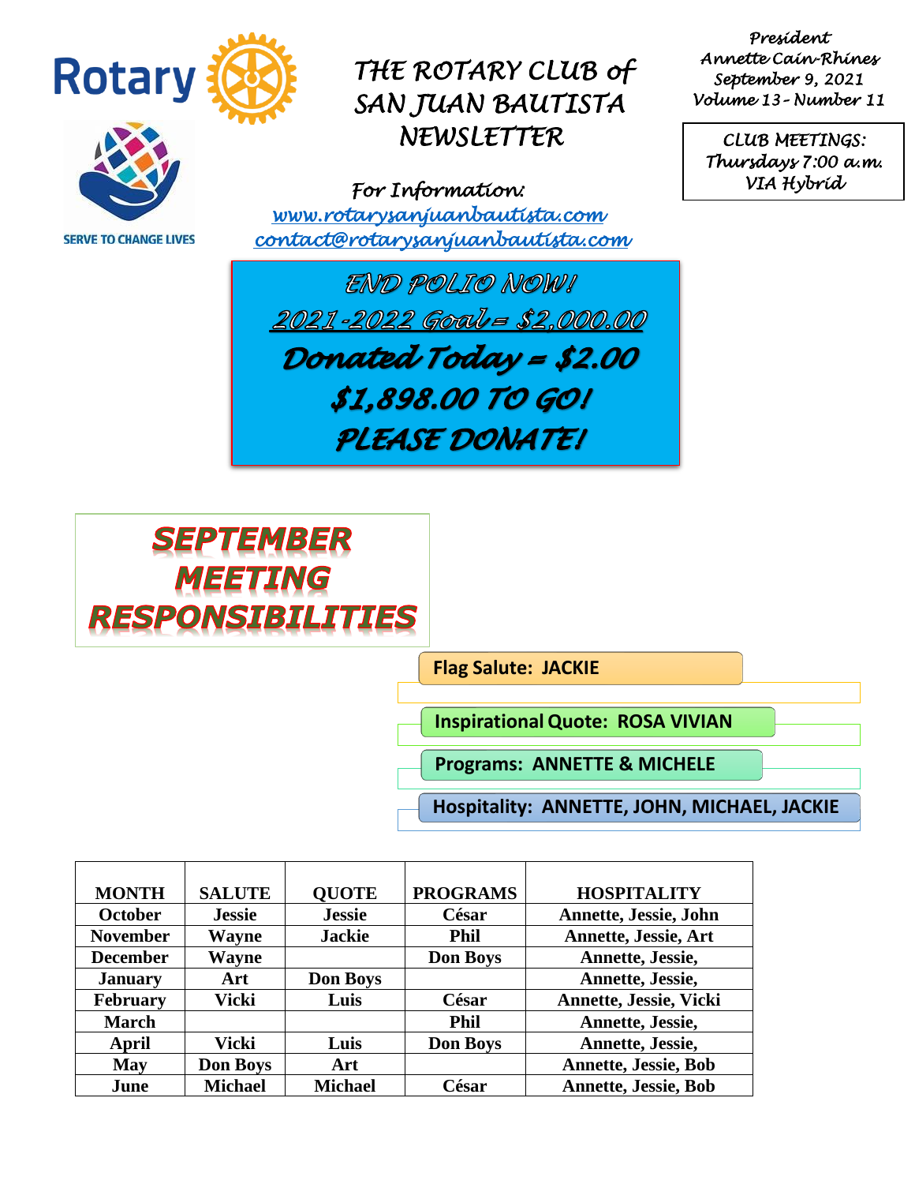Rotary

SERVE TO CHANGE LIVES

# THE ROTARY CLUB of SAN JUAN BAUTISTA NEWSLETTER

President
Annette Cain-Rhines
September 9, 2021
Volume 13 - Number 11

CLUB MEETINGS:
Thursdays 7:00 a.m.
VIA Hybrid

For Information:
www.rotarysanjuanbautista.com
contact@rotarysanjuanbautista.com

**END POLIO NOW!**

**2021-2022 Goal = $2,000.00**

**Donated Today = $2.00**

**$1,898.00 TO GO!**

**PLEASE DONATE!**

## SEPTEMBER MEETING RESPONSIBILITIES

**Flag Salute: JACKIE**

**Inspirational Quote: ROSA VIVIAN**

**Programs: ANNETTE & MICHELE**

**Hospitality: ANNETTE, JOHN, MICHAEL, JACKIE**

| MONTH | SALUTE | QUOTE | PROGRAMS | HOSPITALITY |
|---|---|---|---|---|
| October | Jessie | Jessie | César | Annette, Jessie, John |
| November | Wayne | Jackie | Phil | Annette, Jessie, Art |
| December | Wayne | | Don Boys | Annette, Jessie, |
| January | Art | Don Boys | | Annette, Jessie, |
| February | Vicki | Luis | César | Annette, Jessie, Vicki |
| March | | | Phil | Annette, Jessie, |
| April | Vicki | Luis | Don Boys | Annette, Jessie, |
| May | Don Boys | Art | | Annette, Jessie, Bob |
| June | Michael | Michael | César | Annette, Jessie, Bob |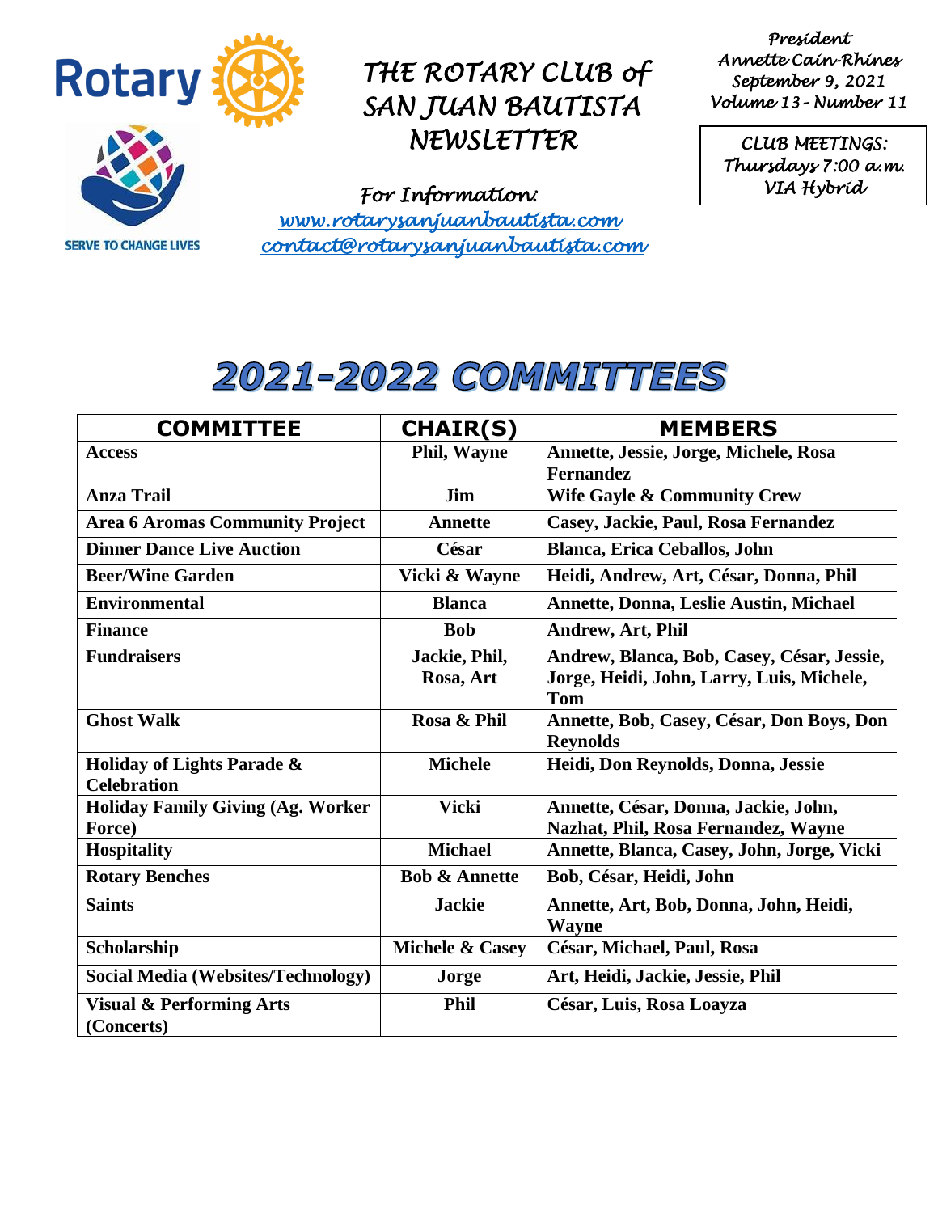# THE ROTARY CLUB of SAN JUAN BAUTISTA NEWSLETTER

Rotary

SERVE TO CHANGE LIVES

*President*
*Annette Cain-Rhines*
*September 9, 2021*
*Volume 13 - Number 11*

*CLUB MEETINGS:*
*Thursdays 7:00 a.m.*
*VIA Hybrid*

*For Information:*
*www.rotarysanjuanbautista.com*
*contact@rotarysanjuanbautista.com*

## 2021-2022 COMMITTEES

| COMMITTEE | CHAIR(S) | MEMBERS |
|---|---|---|
| **Access** | **Phil, Wayne** | **Annette, Jessie, Jorge, Michele, Rosa Fernandez** |
| **Anza Trail** | **Jim** | **Wife Gayle & Community Crew** |
| **Area 6 Aromas Community Project** | **Annette** | **Casey, Jackie, Paul, Rosa Fernandez** |
| **Dinner Dance Live Auction** | **César** | **Blanca, Erica Ceballos, John** |
| **Beer/Wine Garden** | **Vicki & Wayne** | **Heidi, Andrew, Art, César, Donna, Phil** |
| **Environmental** | **Blanca** | **Annette, Donna, Leslie Austin, Michael** |
| **Finance** | **Bob** | **Andrew, Art, Phil** |
| **Fundraisers** | **Jackie, Phil, Rosa, Art** | **Andrew, Blanca, Bob, Casey, César, Jessie, Jorge, Heidi, John, Larry, Luis, Michele, Tom** |
| **Ghost Walk** | **Rosa & Phil** | **Annette, Bob, Casey, César, Don Boys, Don Reynolds** |
| **Holiday of Lights Parade & Celebration** | **Michele** | **Heidi, Don Reynolds, Donna, Jessie** |
| **Holiday Family Giving (Ag. Worker Force)** | **Vicki** | **Annette, César, Donna, Jackie, John, Nazhat, Phil, Rosa Fernandez, Wayne** |
| **Hospitality** | **Michael** | **Annette, Blanca, Casey, John, Jorge, Vicki** |
| **Rotary Benches** | **Bob & Annette** | **Bob, César, Heidi, John** |
| **Saints** | **Jackie** | **Annette, Art, Bob, Donna, John, Heidi, Wayne** |
| **Scholarship** | **Michele & Casey** | **César, Michael, Paul, Rosa** |
| **Social Media (Websites/Technology)** | **Jorge** | **Art, Heidi, Jackie, Jessie, Phil** |
| **Visual & Performing Arts (Concerts)** | **Phil** | **César, Luis, Rosa Loayza** |